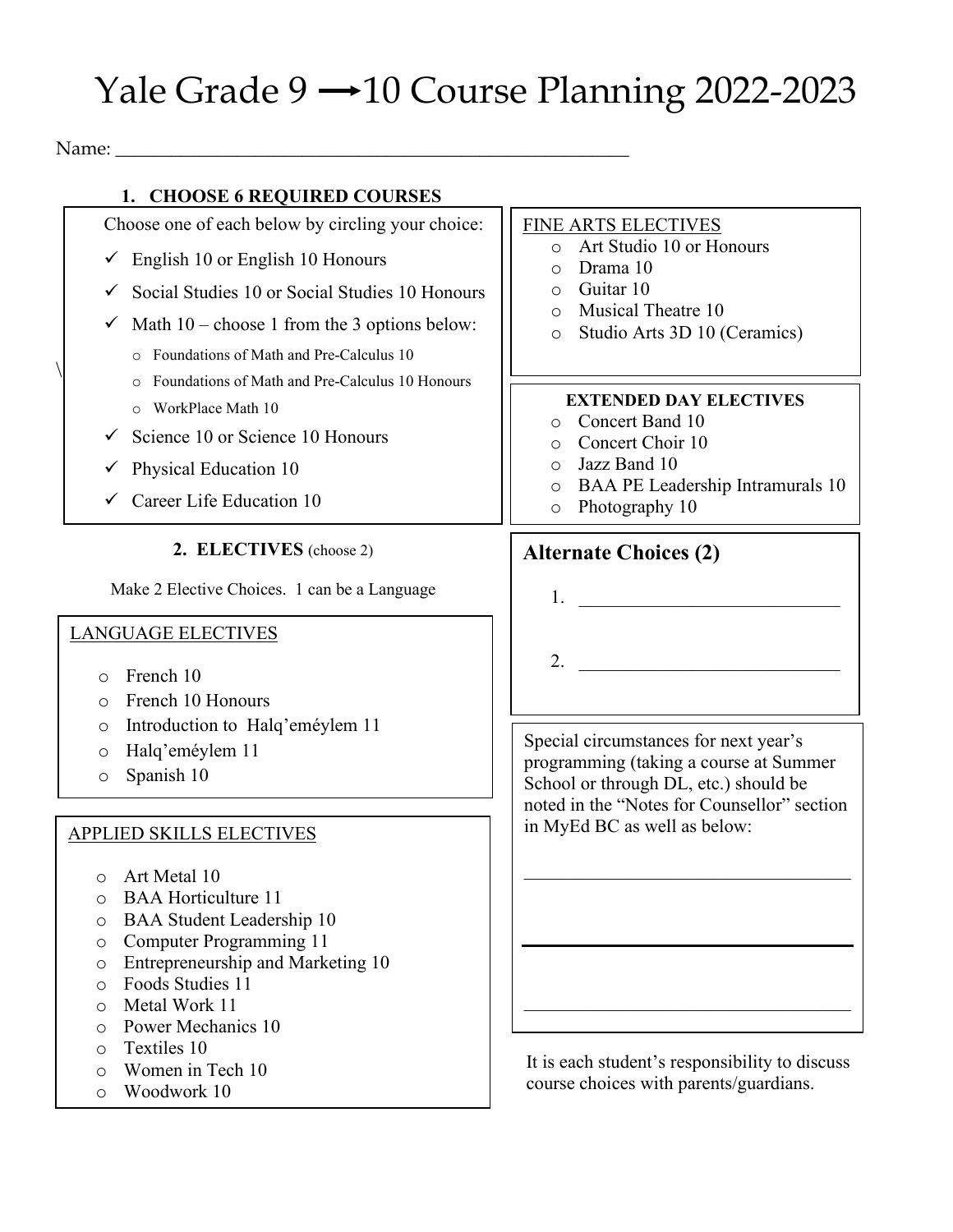# Yale Grade 9 ⟶ 10 Course Planning 2022-2023

Name: ____________________________________________________

## 1. CHOOSE 6 REQUIRED COURSES

Choose one of each below by circling your choice:

- ✓ English 10 or English 10 Honours
- ✓ Social Studies 10 or Social Studies 10 Honours
- ✓ Math 10 – choose 1 from the 3 options below:
  - Foundations of Math and Pre-Calculus 10
  - Foundations of Math and Pre-Calculus 10 Honours
  - WorkPlace Math 10
- ✓ Science 10 or Science 10 Honours
- ✓ Physical Education 10
- ✓ Career Life Education 10

## 2. ELECTIVES (choose 2)

Make 2 Elective Choices. 1 can be a Language

### LANGUAGE ELECTIVES

- French 10
- French 10 Honours
- Introduction to Halq'eméylem 11
- Halq'eméylem 11
- Spanish 10

### APPLIED SKILLS ELECTIVES

- Art Metal 10
- BAA Horticulture 11
- BAA Student Leadership 10
- Computer Programming 11
- Entrepreneurship and Marketing 10
- Foods Studies 11
- Metal Work 11
- Power Mechanics 10
- Textiles 10
- Women in Tech 10
- Woodwork 10

### FINE ARTS ELECTIVES

- Art Studio 10 or Honours
- Drama 10
- Guitar 10
- Musical Theatre 10
- Studio Arts 3D 10 (Ceramics)

### EXTENDED DAY ELECTIVES

- Concert Band 10
- Concert Choir 10
- Jazz Band 10
- BAA PE Leadership Intramurals 10
- Photography 10

## Alternate Choices (2)

1. ____________________________
2. ____________________________

Special circumstances for next year's programming (taking a course at Summer School or through DL, etc.) should be noted in the "Notes for Counsellor" section in MyEd BC as well as below:

____________________________________

____________________________________

____________________________________

It is each student's responsibility to discuss course choices with parents/guardians.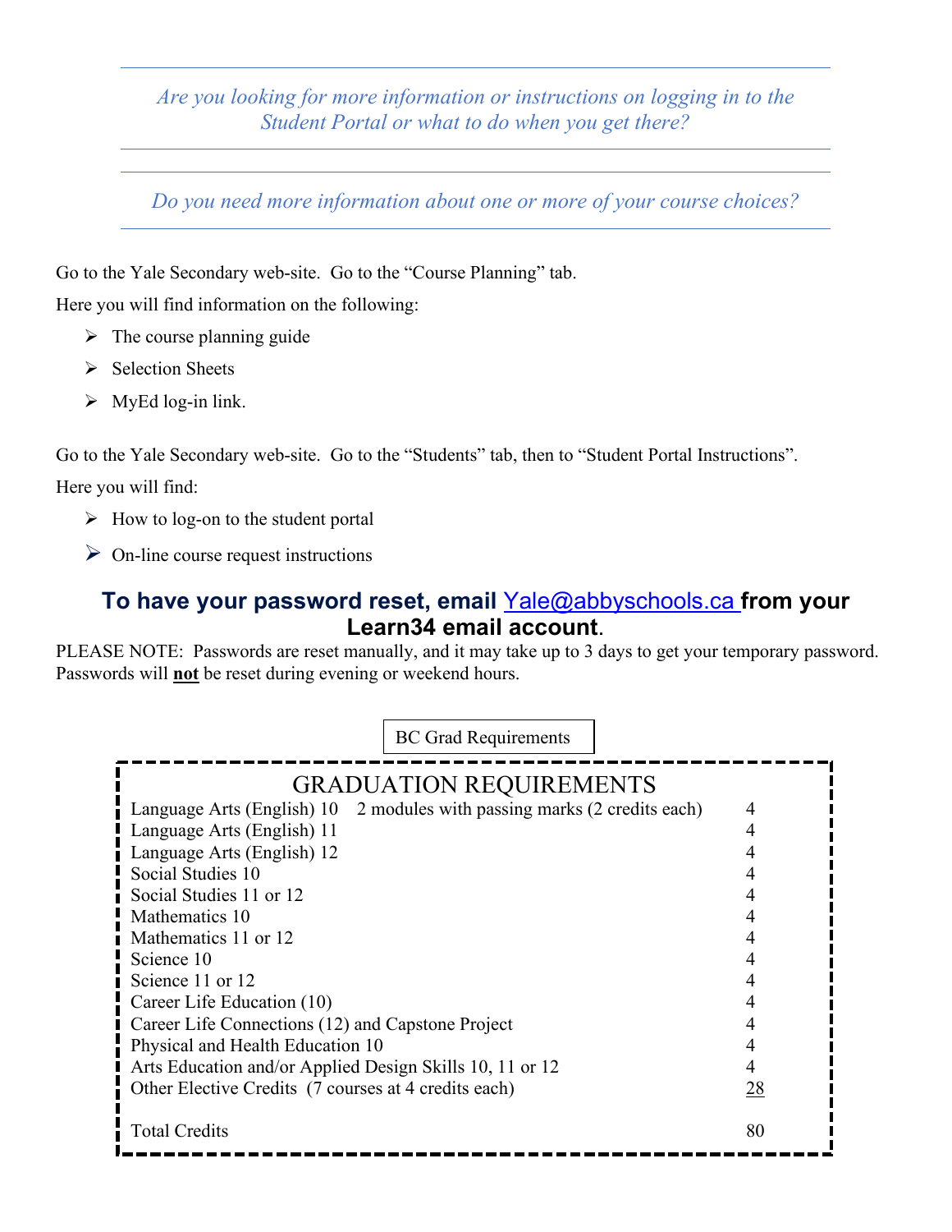*Are you looking for more information or instructions on logging in to the Student Portal or what to do when you get there?*

*Do you need more information about one or more of your course choices?*

Go to the Yale Secondary web-site. Go to the "Course Planning" tab.

Here you will find information on the following:

- The course planning guide
- Selection Sheets
- MyEd log-in link.

Go to the Yale Secondary web-site. Go to the "Students" tab, then to "Student Portal Instructions".

Here you will find:

- How to log-on to the student portal
- On-line course request instructions

## To have your password reset, email Yale@abbyschools.ca from your Learn34 email account.

PLEASE NOTE: Passwords are reset manually, and it may take up to 3 days to get your temporary password. Passwords will **not** be reset during evening or weekend hours.

BC Grad Requirements

### GRADUATION REQUIREMENTS

| | |
|---|---|
| Language Arts (English) 10 2 modules with passing marks (2 credits each) | 4 |
| Language Arts (English) 11 | 4 |
| Language Arts (English) 12 | 4 |
| Social Studies 10 | 4 |
| Social Studies 11 or 12 | 4 |
| Mathematics 10 | 4 |
| Mathematics 11 or 12 | 4 |
| Science 10 | 4 |
| Science 11 or 12 | 4 |
| Career Life Education (10) | 4 |
| Career Life Connections (12) and Capstone Project | 4 |
| Physical and Health Education 10 | 4 |
| Arts Education and/or Applied Design Skills 10, 11 or 12 | 4 |
| Other Elective Credits (7 courses at 4 credits each) | 28 |
| Total Credits | 80 |